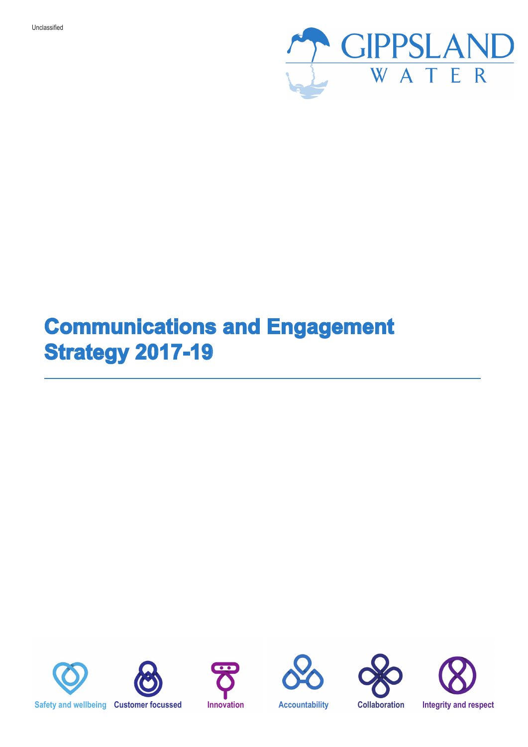Unclassified

GIPPSLAND WATER

# Communications and Engagement Strategy 2017-19

Safety and wellbeing | Customer focussed | Innovation | Accountability | Collaboration | Integrity and respect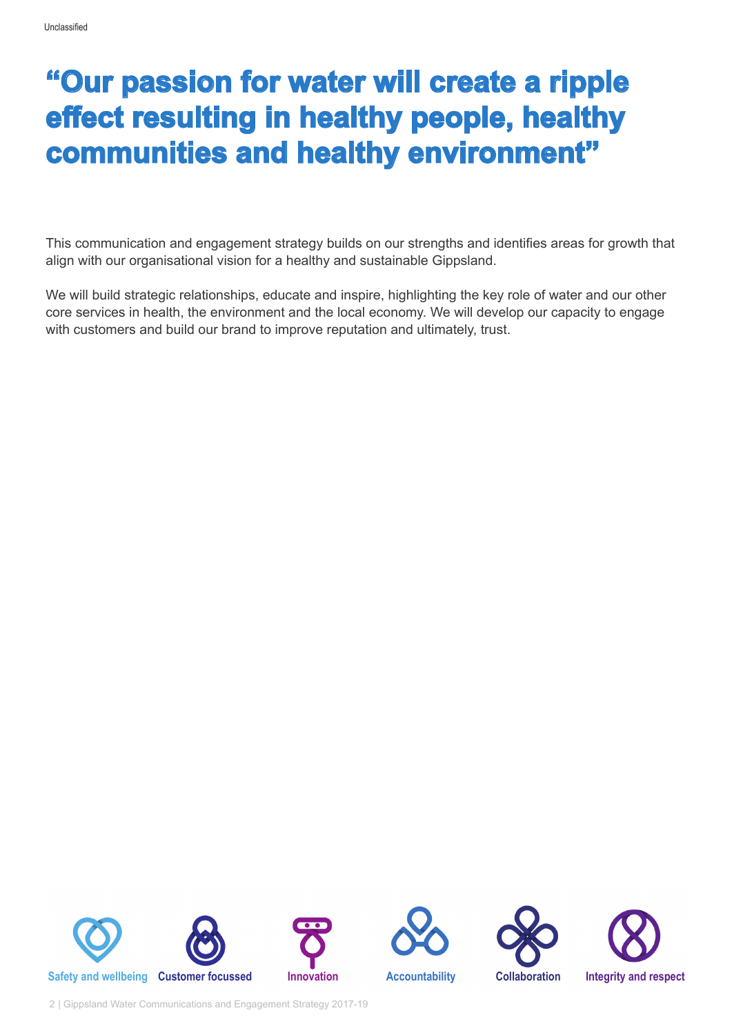# "Our passion for water will create a ripple effect resulting in healthy people, healthy communities and healthy environment"

This communication and engagement strategy builds on our strengths and identifies areas for growth that align with our organisational vision for a healthy and sustainable Gippsland.

We will build strategic relationships, educate and inspire, highlighting the key role of water and our other core services in health, the environment and the local economy. We will develop our capacity to engage with customers and build our brand to improve reputation and ultimately, trust.

Safety and wellbeing | Customer focussed | Innovation | Accountability | Collaboration | Integrity and respect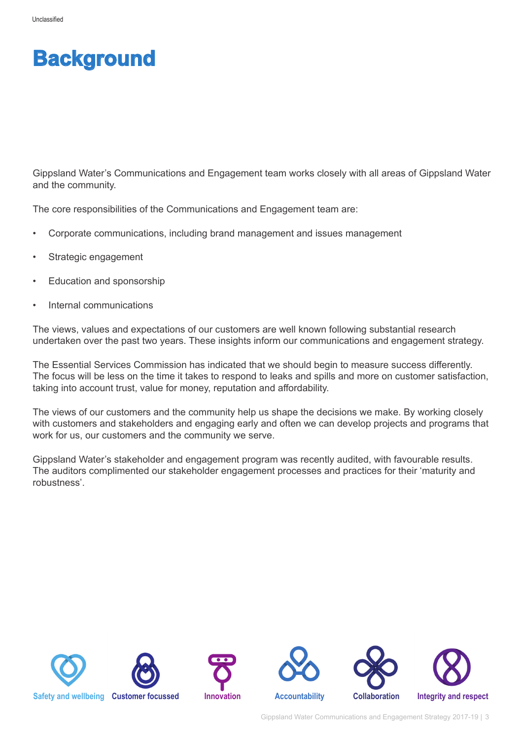# Background

Gippsland Water's Communications and Engagement team works closely with all areas of Gippsland Water and the community.

The core responsibilities of the Communications and Engagement team are:

- Corporate communications, including brand management and issues management
- Strategic engagement
- Education and sponsorship
- Internal communications

The views, values and expectations of our customers are well known following substantial research undertaken over the past two years. These insights inform our communications and engagement strategy.

The Essential Services Commission has indicated that we should begin to measure success differently. The focus will be less on the time it takes to respond to leaks and spills and more on customer satisfaction, taking into account trust, value for money, reputation and affordability.

The views of our customers and the community help us shape the decisions we make. By working closely with customers and stakeholders and engaging early and often we can develop projects and programs that work for us, our customers and the community we serve.

Gippsland Water's stakeholder and engagement program was recently audited, with favourable results. The auditors complimented our stakeholder engagement processes and practices for their 'maturity and robustness'.

Safety and wellbeing | Customer focussed | Innovation | Accountability | Collaboration | Integrity and respect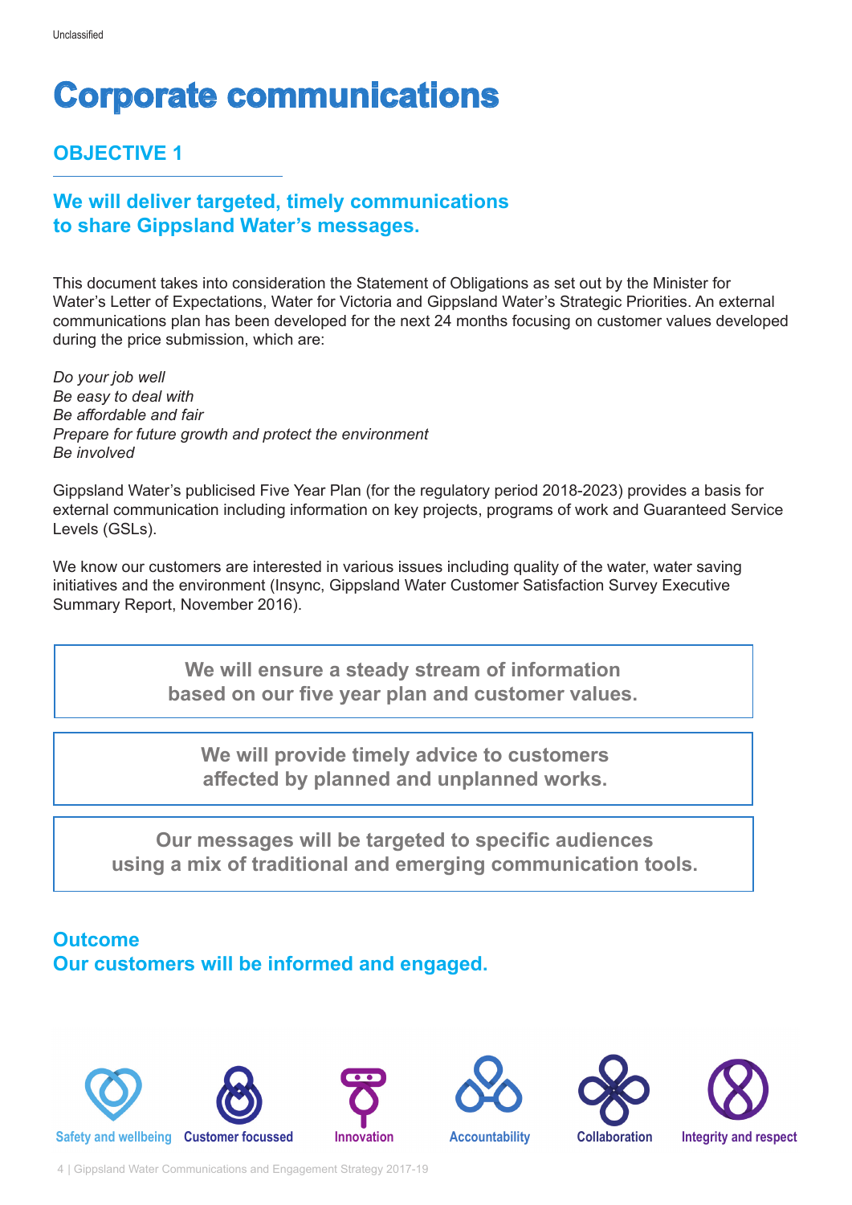# Corporate communications

## OBJECTIVE 1

### We will deliver targeted, timely communications to share Gippsland Water's messages.

This document takes into consideration the Statement of Obligations as set out by the Minister for Water's Letter of Expectations, Water for Victoria and Gippsland Water's Strategic Priorities. An external communications plan has been developed for the next 24 months focusing on customer values developed during the price submission, which are:

*Do your job well*
*Be easy to deal with*
*Be affordable and fair*
*Prepare for future growth and protect the environment*
*Be involved*

Gippsland Water's publicised Five Year Plan (for the regulatory period 2018-2023) provides a basis for external communication including information on key projects, programs of work and Guaranteed Service Levels (GSLs).

We know our customers are interested in various issues including quality of the water, water saving initiatives and the environment (Insync, Gippsland Water Customer Satisfaction Survey Executive Summary Report, November 2016).

**We will ensure a steady stream of information based on our five year plan and customer values.**

**We will provide timely advice to customers affected by planned and unplanned works.**

**Our messages will be targeted to specific audiences using a mix of traditional and emerging communication tools.**

### Outcome
### Our customers will be informed and engaged.

Safety and wellbeing | Customer focussed | Innovation | Accountability | Collaboration | Integrity and respect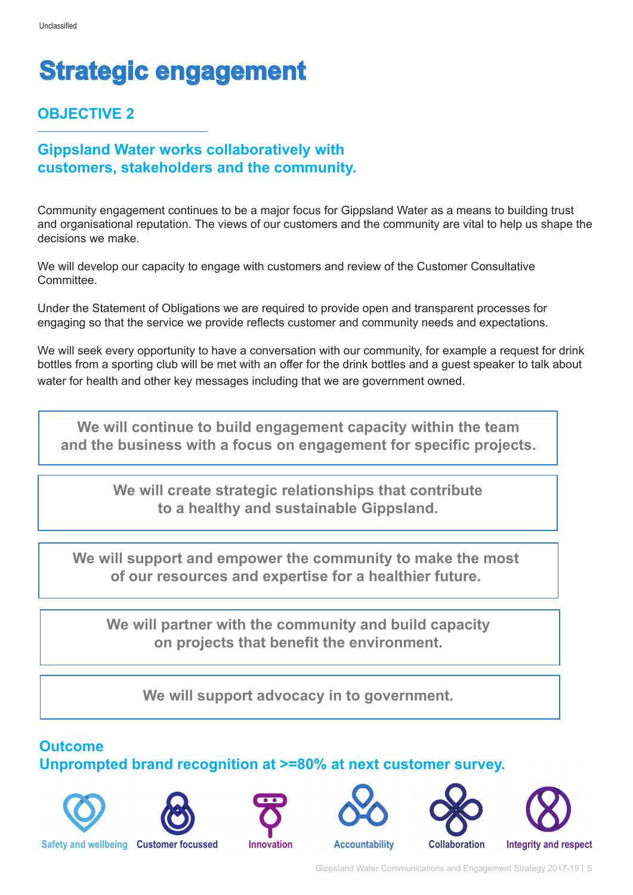# Strategic engagement

## OBJECTIVE 2

### Gippsland Water works collaboratively with customers, stakeholders and the community.

Community engagement continues to be a major focus for Gippsland Water as a means to building trust and organisational reputation. The views of our customers and the community are vital to help us shape the decisions we make.

We will develop our capacity to engage with customers and review of the Customer Consultative Committee.

Under the Statement of Obligations we are required to provide open and transparent processes for engaging so that the service we provide reflects customer and community needs and expectations.

We will seek every opportunity to have a conversation with our community, for example a request for drink bottles from a sporting club will be met with an offer for the drink bottles and a guest speaker to talk about water for health and other key messages including that we are government owned.

**We will continue to build engagement capacity within the team and the business with a focus on engagement for specific projects.**

**We will create strategic relationships that contribute to a healthy and sustainable Gippsland.**

**We will support and empower the community to make the most of our resources and expertise for a healthier future.**

**We will partner with the community and build capacity on projects that benefit the environment.**

**We will support advocacy in to government.**

### Outcome
### Unprompted brand recognition at >=80% at next customer survey.

Safety and wellbeing | Customer focussed | Innovation | Accountability | Collaboration | Integrity and respect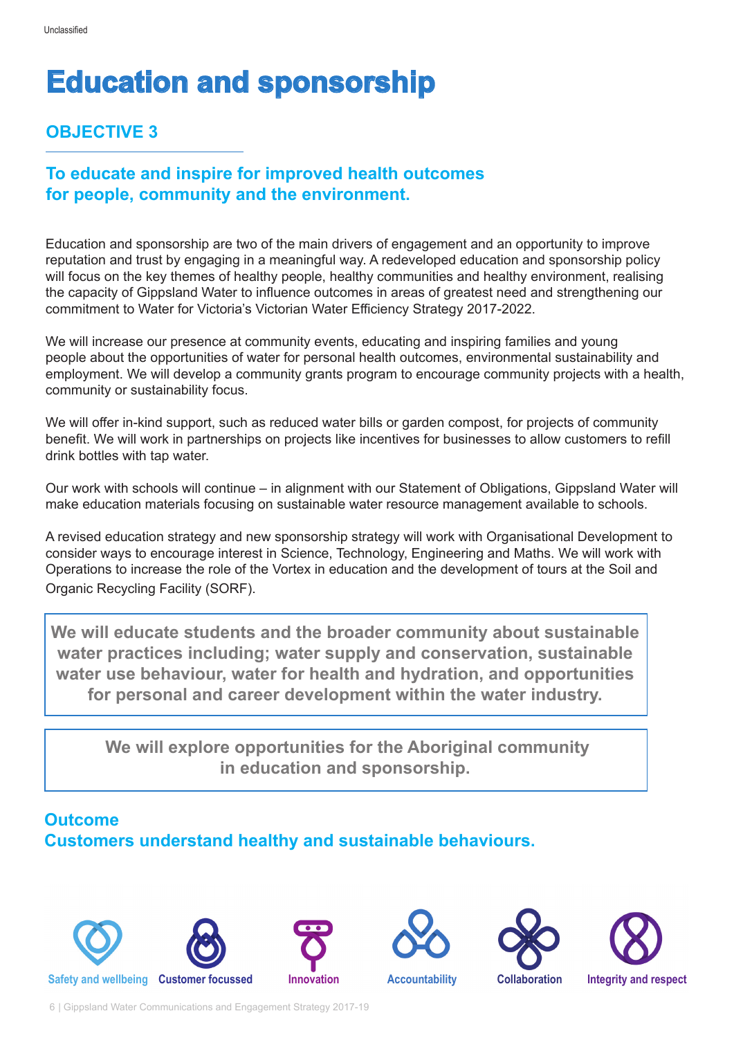# Education and sponsorship

## OBJECTIVE 3

### To educate and inspire for improved health outcomes for people, community and the environment.

Education and sponsorship are two of the main drivers of engagement and an opportunity to improve reputation and trust by engaging in a meaningful way. A redeveloped education and sponsorship policy will focus on the key themes of healthy people, healthy communities and healthy environment, realising the capacity of Gippsland Water to influence outcomes in areas of greatest need and strengthening our commitment to Water for Victoria's Victorian Water Efficiency Strategy 2017-2022.

We will increase our presence at community events, educating and inspiring families and young people about the opportunities of water for personal health outcomes, environmental sustainability and employment. We will develop a community grants program to encourage community projects with a health, community or sustainability focus.

We will offer in-kind support, such as reduced water bills or garden compost, for projects of community benefit. We will work in partnerships on projects like incentives for businesses to allow customers to refill drink bottles with tap water.

Our work with schools will continue – in alignment with our Statement of Obligations, Gippsland Water will make education materials focusing on sustainable water resource management available to schools.

A revised education strategy and new sponsorship strategy will work with Organisational Development to consider ways to encourage interest in Science, Technology, Engineering and Maths. We will work with Operations to increase the role of the Vortex in education and the development of tours at the Soil and Organic Recycling Facility (SORF).

**We will educate students and the broader community about sustainable water practices including; water supply and conservation, sustainable water use behaviour, water for health and hydration, and opportunities for personal and career development within the water industry.**

**We will explore opportunities for the Aboriginal community in education and sponsorship.**

### Outcome
### Customers understand healthy and sustainable behaviours.

Safety and wellbeing | Customer focussed | Innovation | Accountability | Collaboration | Integrity and respect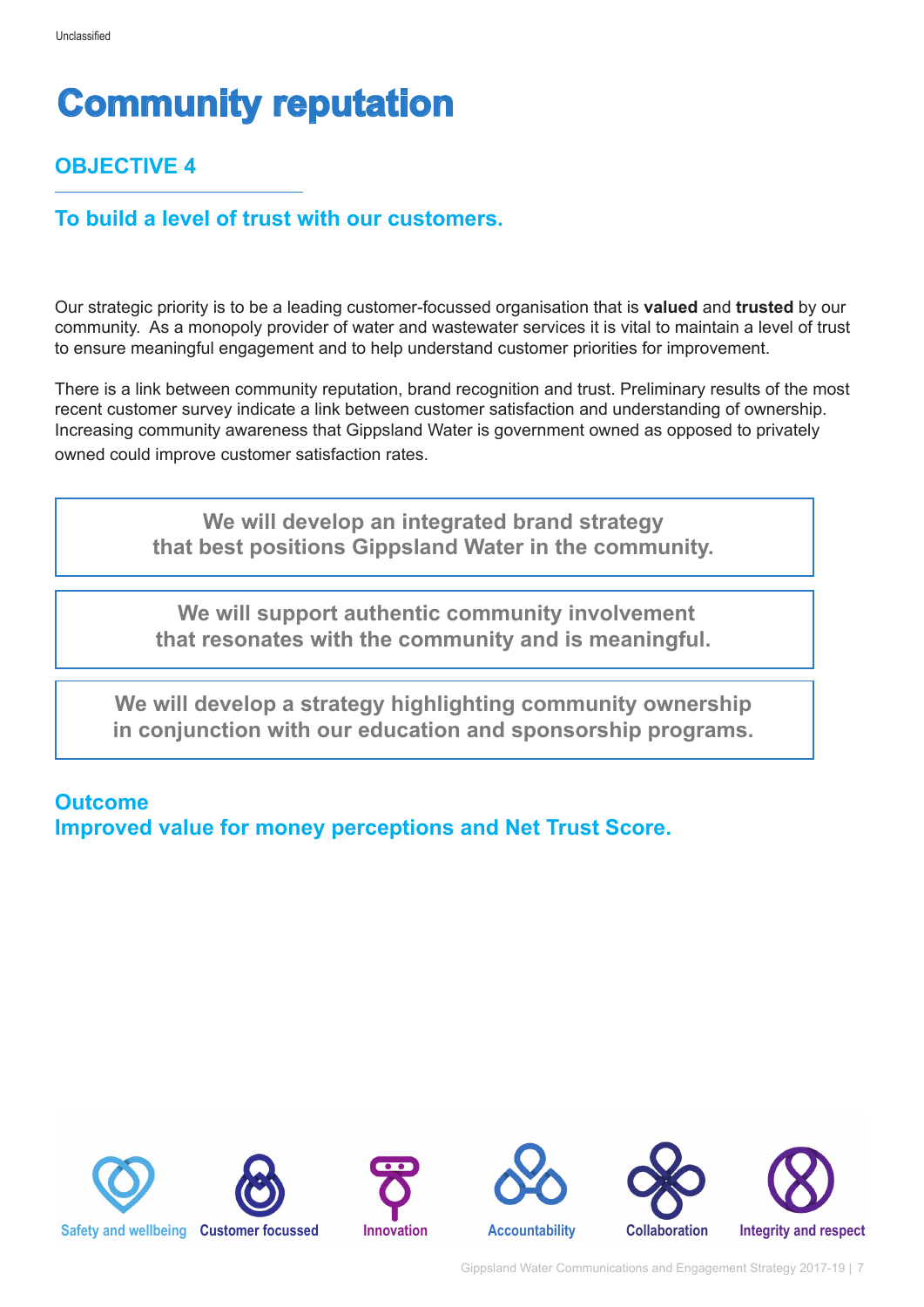# Community reputation

## OBJECTIVE 4

### To build a level of trust with our customers.

Our strategic priority is to be a leading customer-focussed organisation that is **valued** and **trusted** by our community. As a monopoly provider of water and wastewater services it is vital to maintain a level of trust to ensure meaningful engagement and to help understand customer priorities for improvement.

There is a link between community reputation, brand recognition and trust. Preliminary results of the most recent customer survey indicate a link between customer satisfaction and understanding of ownership. Increasing community awareness that Gippsland Water is government owned as opposed to privately owned could improve customer satisfaction rates.

**We will develop an integrated brand strategy that best positions Gippsland Water in the community.**

**We will support authentic community involvement that resonates with the community and is meaningful.**

**We will develop a strategy highlighting community ownership in conjunction with our education and sponsorship programs.**

### Outcome
### Improved value for money perceptions and Net Trust Score.

Safety and wellbeing | Customer focussed | Innovation | Accountability | Collaboration | Integrity and respect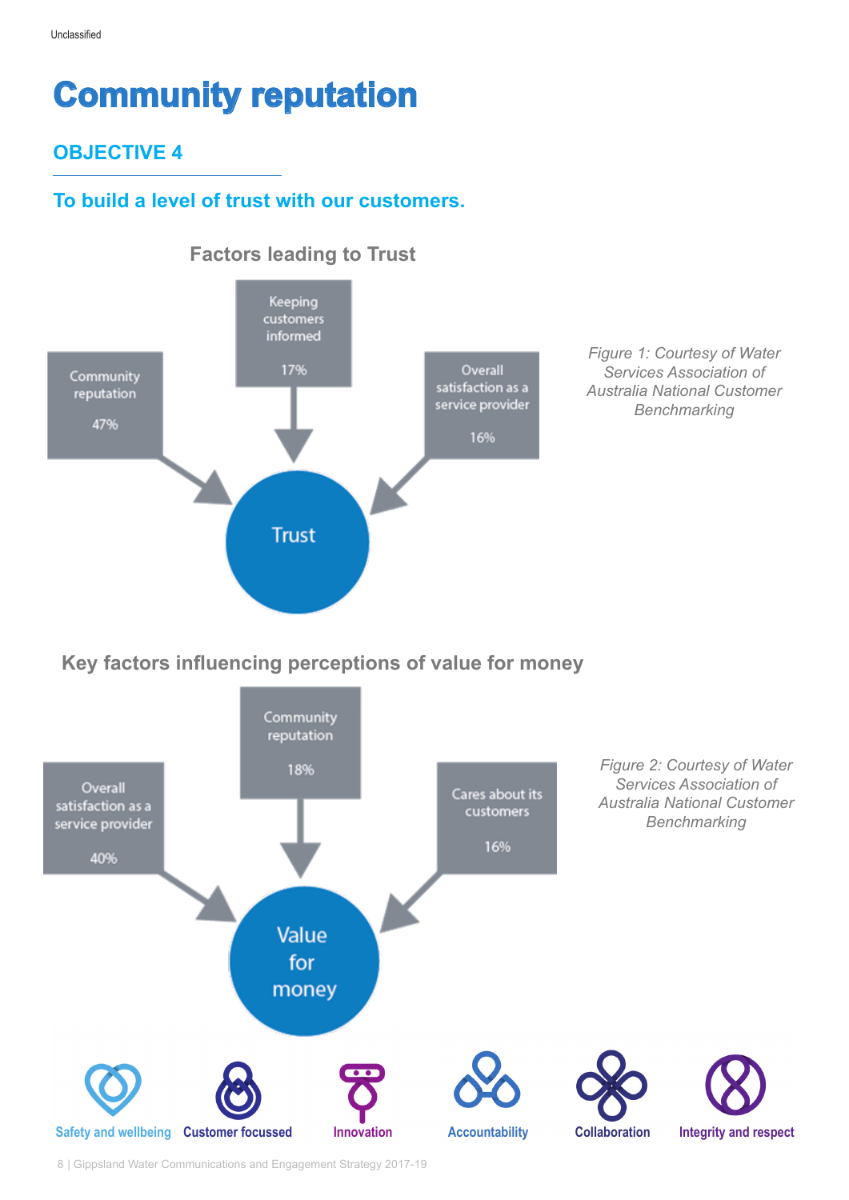# Community reputation

## OBJECTIVE 4

### To build a level of trust with our customers.

**Factors leading to Trust**

- Community reputation 47%
- Keeping customers informed 17%
- Overall satisfaction as a service provider 16%

→ Trust

*Figure 1: Courtesy of Water Services Association of Australia National Customer Benchmarking*

**Key factors influencing perceptions of value for money**

- Overall satisfaction as a service provider 40%
- Community reputation 18%
- Cares about its customers 16%

→ Value for money

*Figure 2: Courtesy of Water Services Association of Australia National Customer Benchmarking*

Safety and wellbeing | Customer focussed | Innovation | Accountability | Collaboration | Integrity and respect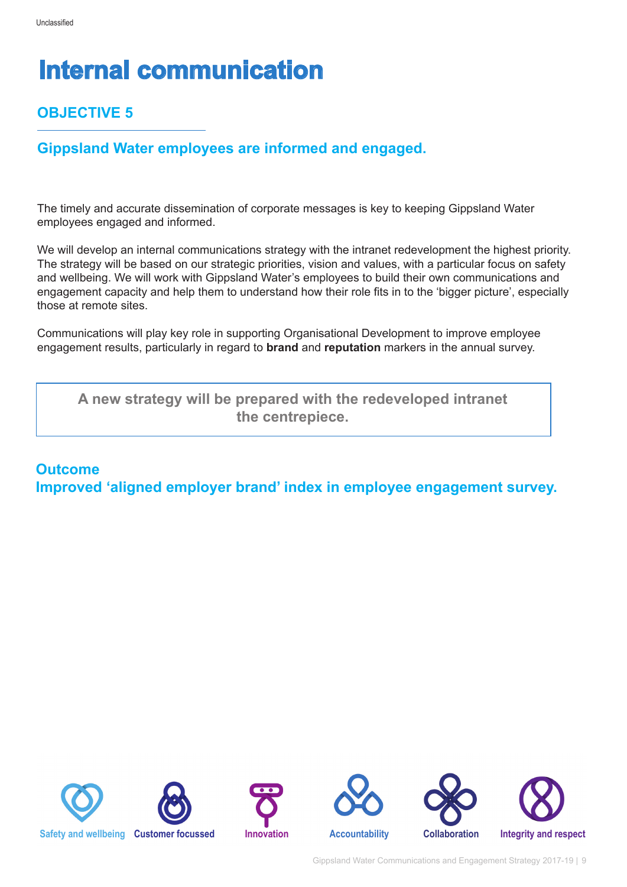# Internal communication

## OBJECTIVE 5

### Gippsland Water employees are informed and engaged.

The timely and accurate dissemination of corporate messages is key to keeping Gippsland Water employees engaged and informed.

We will develop an internal communications strategy with the intranet redevelopment the highest priority. The strategy will be based on our strategic priorities, vision and values, with a particular focus on safety and wellbeing. We will work with Gippsland Water's employees to build their own communications and engagement capacity and help them to understand how their role fits in to the 'bigger picture', especially those at remote sites.

Communications will play key role in supporting Organisational Development to improve employee engagement results, particularly in regard to **brand** and **reputation** markers in the annual survey.

> **A new strategy will be prepared with the redeveloped intranet the centrepiece.**

### Outcome

### Improved 'aligned employer brand' index in employee engagement survey.

Safety and wellbeing | Customer focussed | Innovation | Accountability | Collaboration | Integrity and respect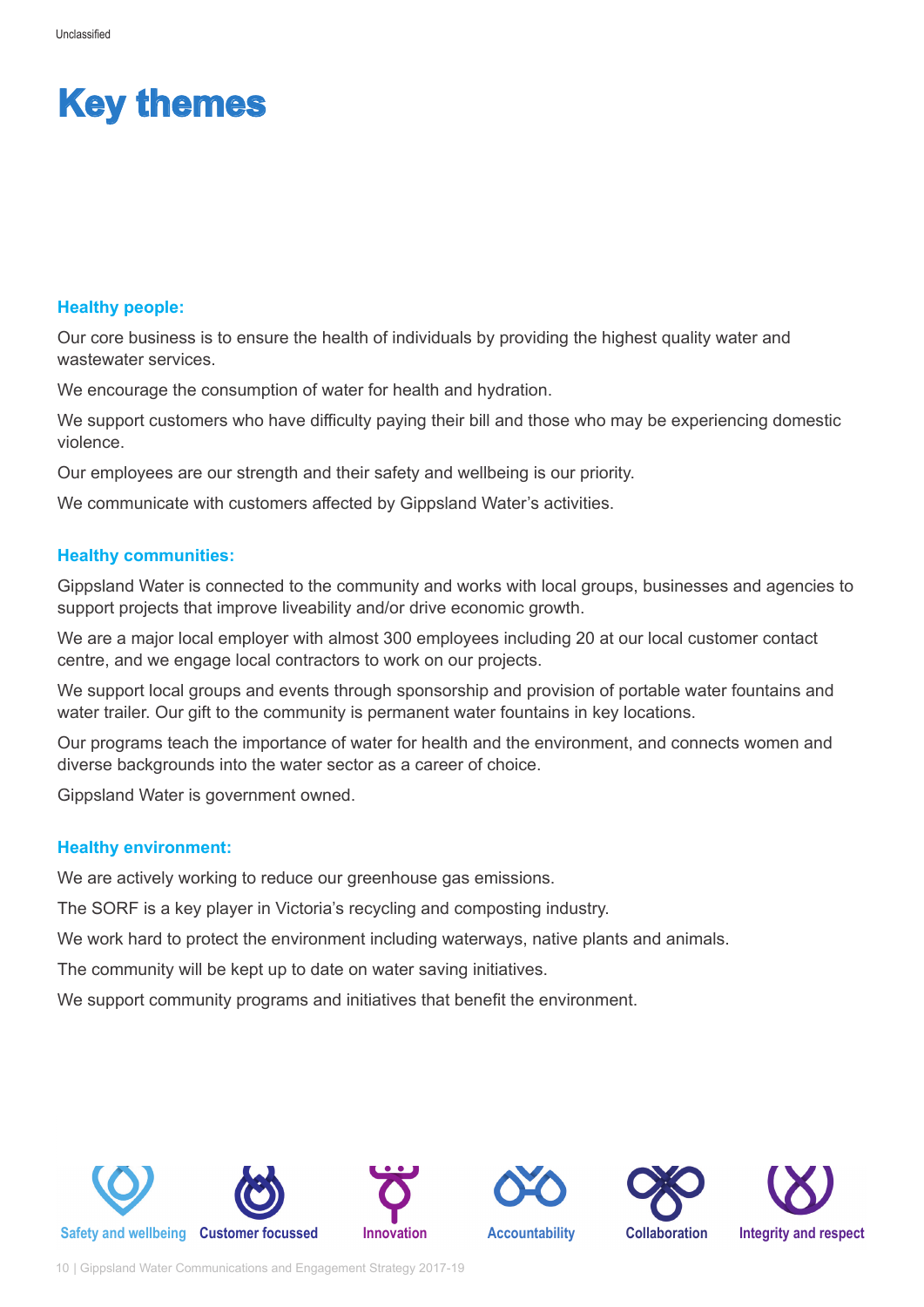# Key themes

### Healthy people:

Our core business is to ensure the health of individuals by providing the highest quality water and wastewater services.

We encourage the consumption of water for health and hydration.

We support customers who have difficulty paying their bill and those who may be experiencing domestic violence.

Our employees are our strength and their safety and wellbeing is our priority.

We communicate with customers affected by Gippsland Water's activities.

### Healthy communities:

Gippsland Water is connected to the community and works with local groups, businesses and agencies to support projects that improve liveability and/or drive economic growth.

We are a major local employer with almost 300 employees including 20 at our local customer contact centre, and we engage local contractors to work on our projects.

We support local groups and events through sponsorship and provision of portable water fountains and water trailer. Our gift to the community is permanent water fountains in key locations.

Our programs teach the importance of water for health and the environment, and connects women and diverse backgrounds into the water sector as a career of choice.

Gippsland Water is government owned.

### Healthy environment:

We are actively working to reduce our greenhouse gas emissions.

The SORF is a key player in Victoria's recycling and composting industry.

We work hard to protect the environment including waterways, native plants and animals.

The community will be kept up to date on water saving initiatives.

We support community programs and initiatives that benefit the environment.

Safety and wellbeing | Customer focussed | Innovation | Accountability | Collaboration | Integrity and respect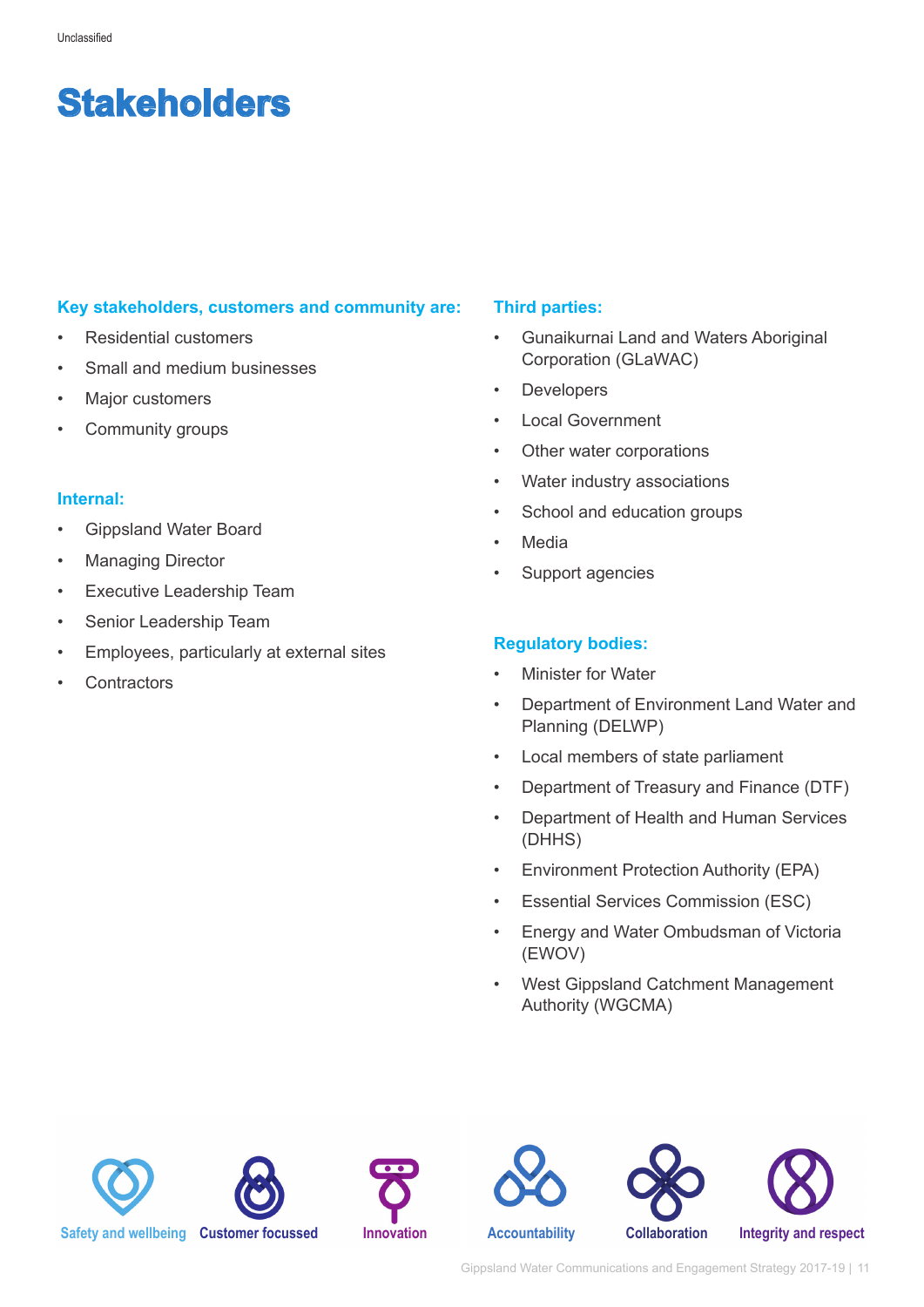# Stakeholders

### Key stakeholders, customers and community are:

- Residential customers
- Small and medium businesses
- Major customers
- Community groups

### Internal:

- Gippsland Water Board
- Managing Director
- Executive Leadership Team
- Senior Leadership Team
- Employees, particularly at external sites
- Contractors

### Third parties:

- Gunaikurnai Land and Waters Aboriginal Corporation (GLaWAC)
- Developers
- Local Government
- Other water corporations
- Water industry associations
- School and education groups
- Media
- Support agencies

### Regulatory bodies:

- Minister for Water
- Department of Environment Land Water and Planning (DELWP)
- Local members of state parliament
- Department of Treasury and Finance (DTF)
- Department of Health and Human Services (DHHS)
- Environment Protection Authority (EPA)
- Essential Services Commission (ESC)
- Energy and Water Ombudsman of Victoria (EWOV)
- West Gippsland Catchment Management Authority (WGCMA)

Safety and wellbeing | Customer focussed | Innovation | Accountability | Collaboration | Integrity and respect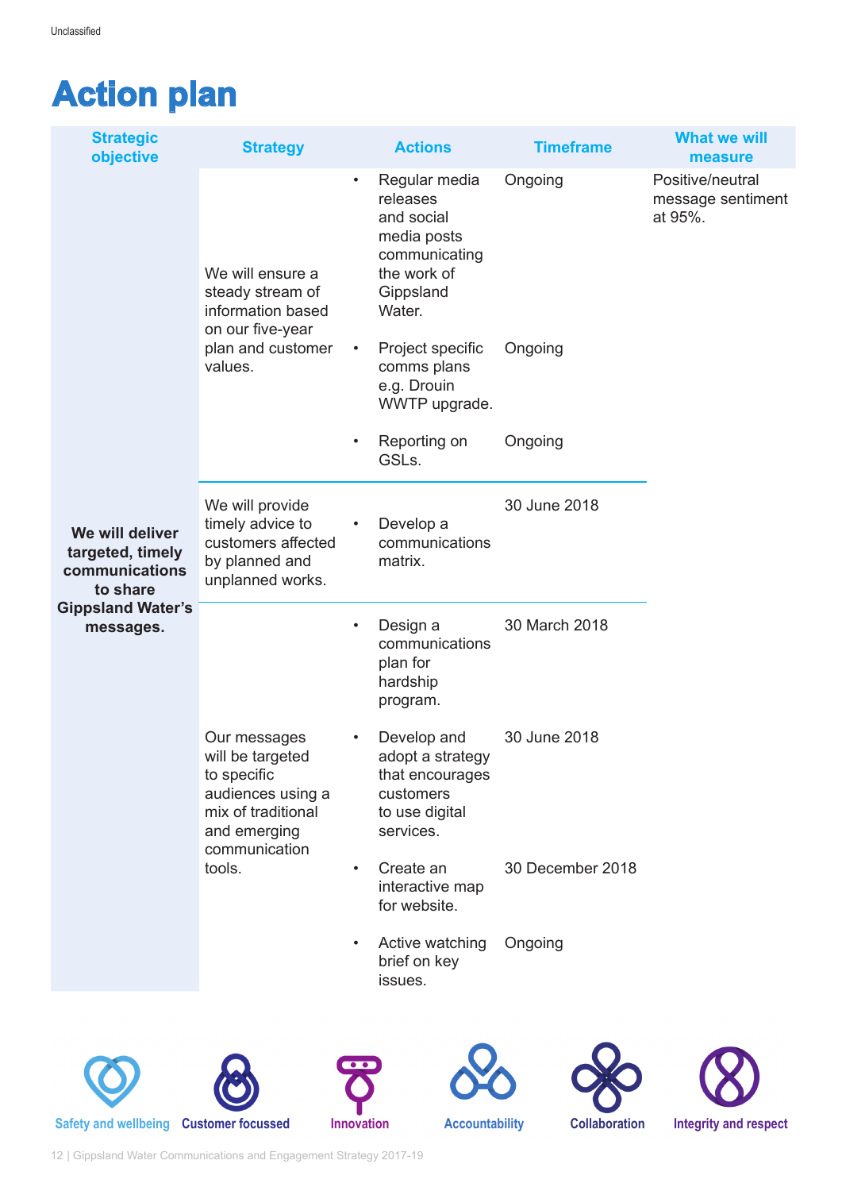Unclassified

# Action plan

| Strategic objective | Strategy | Actions | Timeframe | What we will measure |
|---|---|---|---|---|
| **We will deliver targeted, timely communications to share Gippsland Water's messages.** | We will ensure a steady stream of information based on our five-year plan and customer values. | • Regular media releases and social media posts communicating the work of Gippsland Water. | Ongoing | Positive/neutral message sentiment at 95%. |
| | | • Project specific comms plans e.g. Drouin WWTP upgrade. | Ongoing | |
| | | • Reporting on GSLs. | Ongoing | |
| | We will provide timely advice to customers affected by planned and unplanned works. | • Develop a communications matrix. | 30 June 2018 | |
| | Our messages will be targeted to specific audiences using a mix of traditional and emerging communication tools. | • Design a communications plan for hardship program. | 30 March 2018 | |
| | | • Develop and adopt a strategy that encourages customers to use digital services. | 30 June 2018 | |
| | | • Create an interactive map for website. | 30 December 2018 | |
| | | • Active watching brief on key issues. | Ongoing | |

Safety and wellbeing | Customer focussed | Innovation | Accountability | Collaboration | Integrity and respect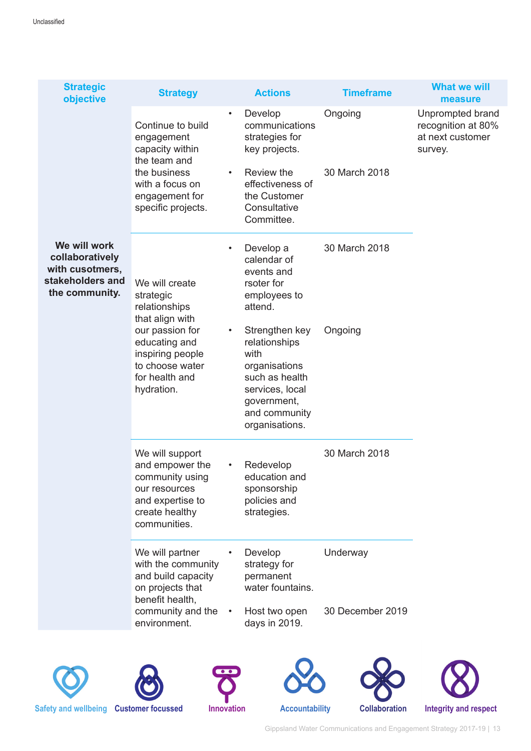| Strategic objective | Strategy | Actions | Timeframe | What we will measure |
|---|---|---|---|---|
| **We will work collaboratively with cusotmers, stakeholders and the community.** | Continue to build engagement capacity within the team and the business with a focus on engagement for specific projects. | • Develop communications strategies for key projects.<br>• Review the effectiveness of the Customer Consultative Committee. | Ongoing<br><br>30 March 2018 | Unprompted brand recognition at 80% at next customer survey. |
| | We will create strategic relationships that align with our passion for educating and inspiring people to choose water for health and hydration. | • Develop a calendar of events and rsoter for employees to attend.<br>• Strengthen key relationships with organisations such as health services, local government, and community organisations. | 30 March 2018<br><br>Ongoing | |
| | We will support and empower the community using our resources and expertise to create healthy communities. | • Redevelop education and sponsorship policies and strategies. | 30 March 2018 | |
| | We will partner with the community and build capacity on projects that benefit health, community and the environment. | • Develop strategy for permanent water fountains.<br>• Host two open days in 2019. | Underway<br><br>30 December 2019 | |

Safety and wellbeing | Customer focussed | Innovation | Accountability | Collaboration | Integrity and respect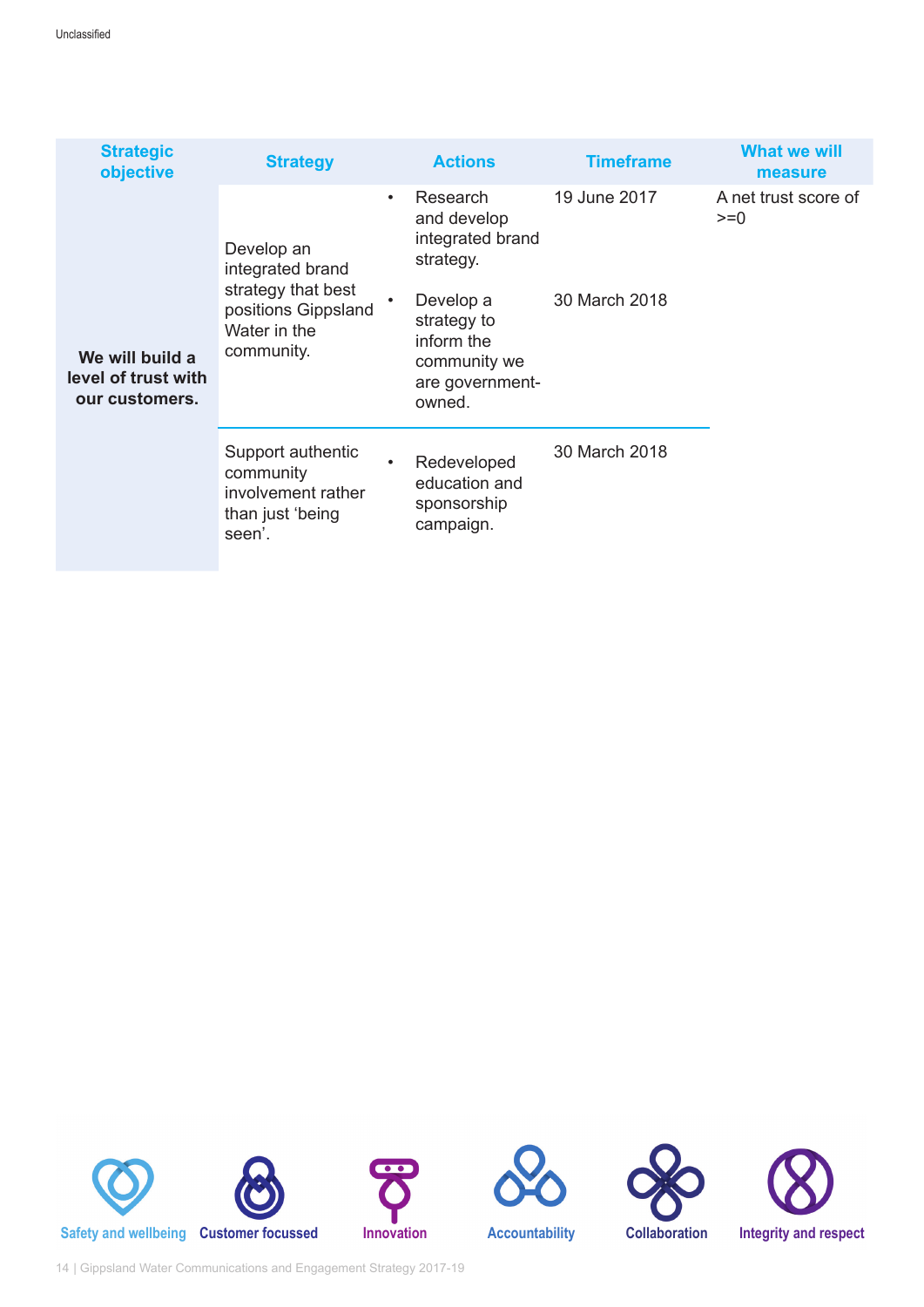| Strategic objective | Strategy | Actions | Timeframe | What we will measure |
|---|---|---|---|---|
| **We will build a level of trust with our customers.** | Develop an integrated brand strategy that best positions Gippsland Water in the community. | • Research and develop integrated brand strategy. | 19 June 2017 | A net trust score of >=0 |
| | | • Develop a strategy to inform the community we are government-owned. | 30 March 2018 | |
| | Support authentic community involvement rather than just 'being seen'. | • Redeveloped education and sponsorship campaign. | 30 March 2018 | |

Safety and wellbeing | Customer focussed | Innovation | Accountability | Collaboration | Integrity and respect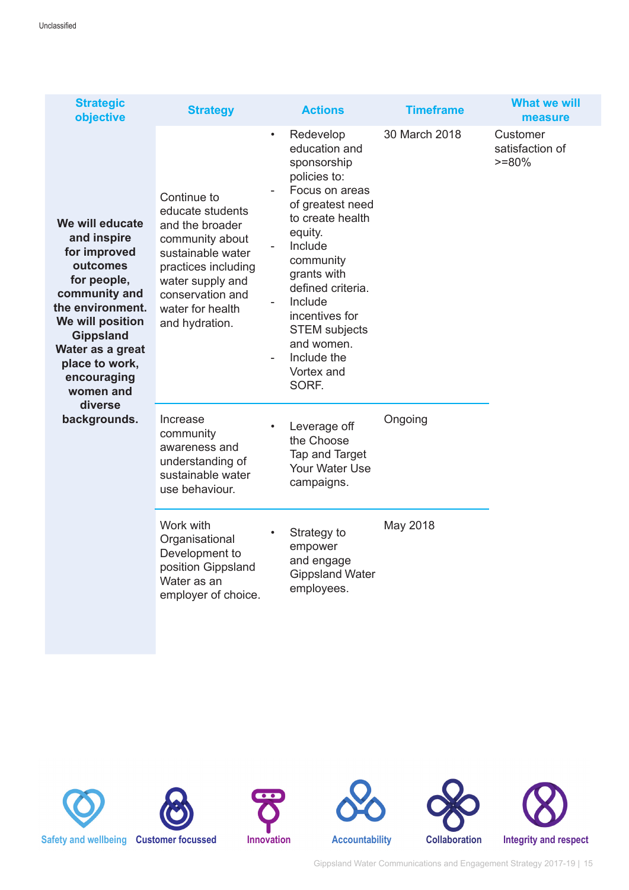| Strategic objective | Strategy | Actions | Timeframe | What we will measure |
|---|---|---|---|---|
| **We will educate and inspire for improved outcomes for people, community and the environment. We will position Gippsland Water as a great place to work, encouraging women and diverse backgrounds.** | Continue to educate students and the broader community about sustainable water practices including water supply and conservation and water for health and hydration. | • Redevelop education and sponsorship policies to:<br>- Focus on areas of greatest need to create health equity.<br>- Include community grants with defined criteria.<br>- Include incentives for STEM subjects and women.<br>- Include the Vortex and SORF. | 30 March 2018 | Customer satisfaction of >=80% |
| | Increase community awareness and understanding of sustainable water use behaviour. | • Leverage off the Choose Tap and Target Your Water Use campaigns. | Ongoing | |
| | Work with Organisational Development to position Gippsland Water as an employer of choice. | • Strategy to empower and engage Gippsland Water employees. | May 2018 | |

Safety and wellbeing | Customer focussed | Innovation | Accountability | Collaboration | Integrity and respect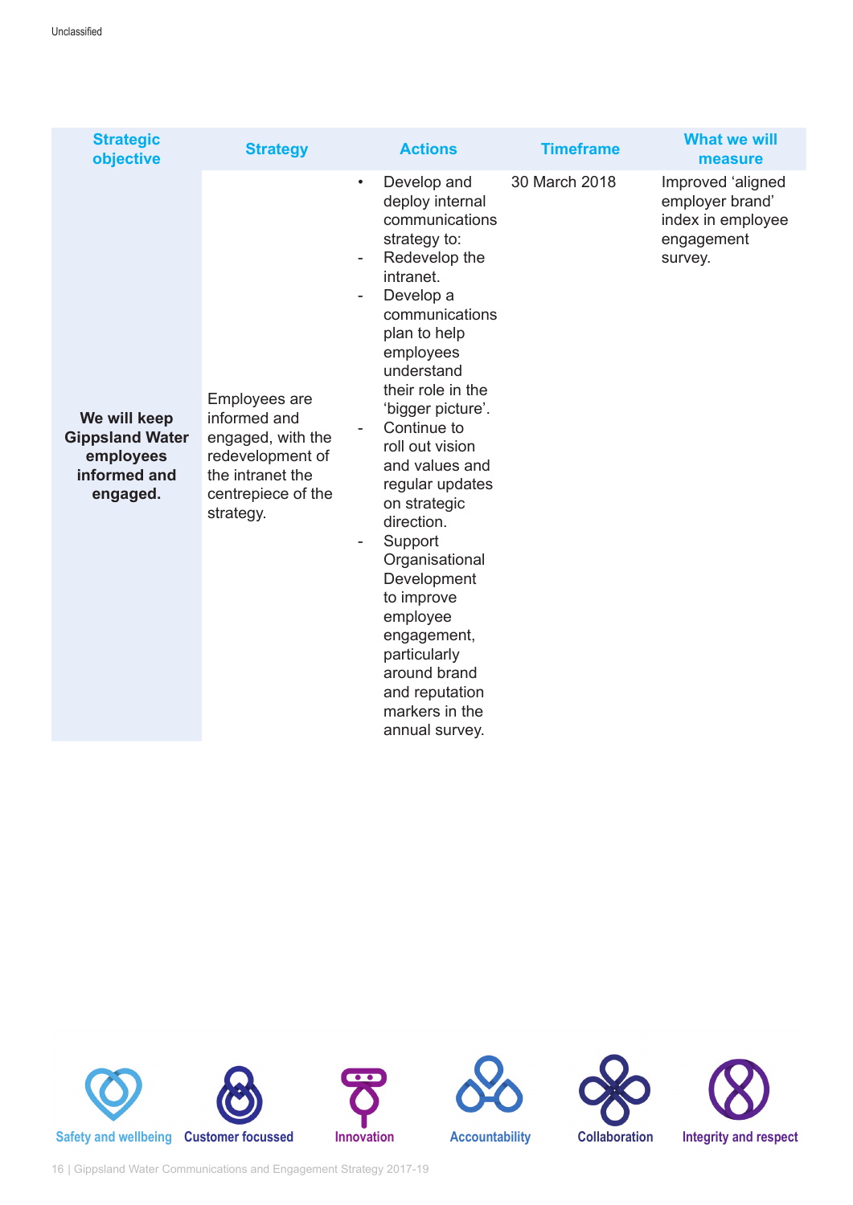| Strategic objective | Strategy | Actions | Timeframe | What we will measure |
|---|---|---|---|---|
| **We will keep Gippsland Water employees informed and engaged.** | Employees are informed and engaged, with the redevelopment of the intranet the centrepiece of the strategy. | • Develop and deploy internal communications strategy to:<br>- Redevelop the intranet.<br>- Develop a communications plan to help employees understand their role in the 'bigger picture'.<br>- Continue to roll out vision and values and regular updates on strategic direction.<br>- Support Organisational Development to improve employee engagement, particularly around brand and reputation markers in the annual survey. | 30 March 2018 | Improved 'aligned employer brand' index in employee engagement survey. |

Safety and wellbeing   Customer focussed   Innovation   Accountability   Collaboration   Integrity and respect